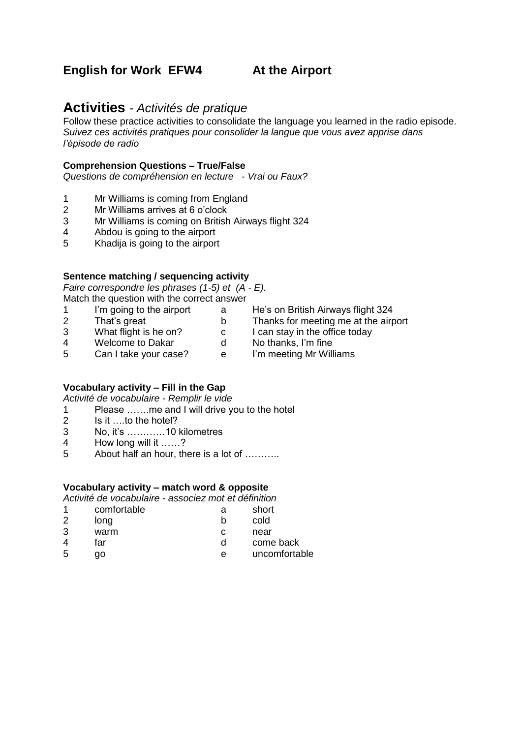# English for Work EFW4 At the Airport

## Activities - *Activités de pratique*

Follow these practice activities to consolidate the language you learned in the radio episode.
*Suivez ces activités pratiques pour consolider la langue que vous avez apprise dans l'épisode de radio*

### Comprehension Questions – True/False

*Questions de compréhension en lecture - Vrai ou Faux?*

1. Mr Williams is coming from England
2. Mr Williams arrives at 6 o'clock
3. Mr Williams is coming on British Airways flight 324
4. Abdou is going to the airport
5. Khadija is going to the airport

### Sentence matching / sequencing activity

*Faire correspondre les phrases (1-5) et (A - E).*
Match the question with the correct answer

| | | | |
|---|---|---|---|
| 1 | I'm going to the airport | a | He's on British Airways flight 324 |
| 2 | That's great | b | Thanks for meeting me at the airport |
| 3 | What flight is he on? | c | I can stay in the office today |
| 4 | Welcome to Dakar | d | No thanks, I'm fine |
| 5 | Can I take your case? | e | I'm meeting Mr Williams |

### Vocabulary activity – Fill in the Gap

*Activité de vocabulaire - Remplir le vide*

1. Please …….me and I will drive you to the hotel
2. Is it ….to the hotel?
3. No, it's …………10 kilometres
4. How long will it ……?
5. About half an hour, there is a lot of ………..

### Vocabulary activity – match word & opposite

*Activité de vocabulaire - associez mot et définition*

| | | | |
|---|---|---|---|
| 1 | comfortable | a | short |
| 2 | long | b | cold |
| 3 | warm | c | near |
| 4 | far | d | come back |
| 5 | go | e | uncomfortable |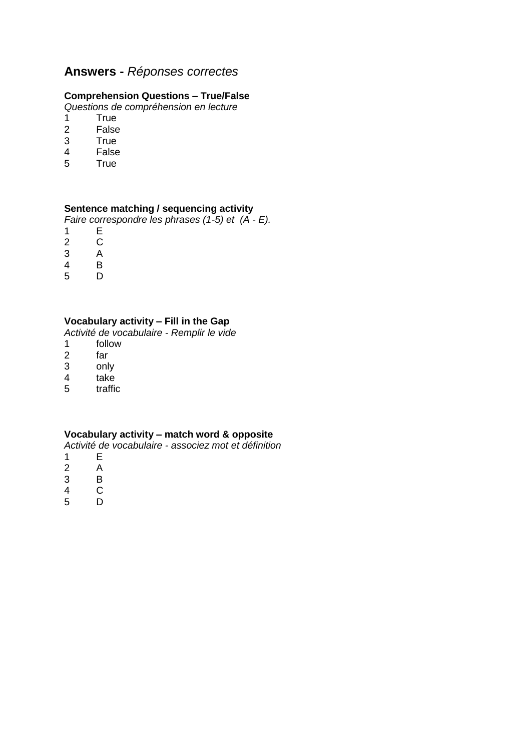## **Answers -** *Réponses correctes*

**Comprehension Questions – True/False**
*Questions de compréhension en lecture*

1 True
2 False
3 True
4 False
5 True

**Sentence matching / sequencing activity**
*Faire correspondre les phrases (1-5) et (A - E).*

1 E
2 C
3 A
4 B
5 D

**Vocabulary activity – Fill in the Gap**
*Activité de vocabulaire - Remplir le vide*

1 follow
2 far
3 only
4 take
5 traffic

**Vocabulary activity – match word & opposite**
*Activité de vocabulaire - associez mot et définition*

1 E
2 A
3 B
4 C
5 D